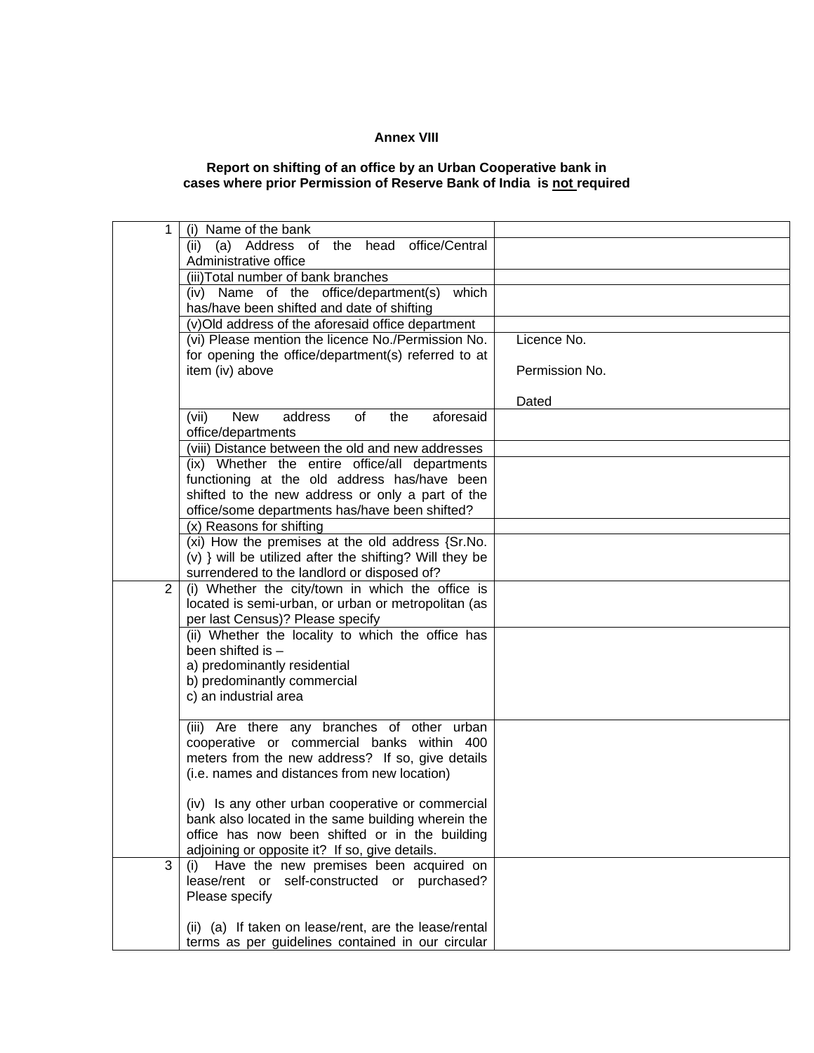**Annex VIII**

**Report on shifting of an office by an Urban Cooperative bank in cases where prior Permission of Reserve Bank of India is <u>not</u> required**

| | | |
|---|---|---|
| 1 | (i) Name of the bank | |
| | (ii) (a) Address of the head office/Central Administrative office | |
| | (iii)Total number of bank branches | |
| | (iv) Name of the office/department(s) which has/have been shifted and date of shifting | |
| | (v)Old address of the aforesaid office department | |
| | (vi) Please mention the licence No./Permission No. for opening the office/department(s) referred to at item (iv) above | Licence No.<br><br>Permission No.<br><br>Dated |
| | (vii) New address of the aforesaid office/departments | |
| | (viii) Distance between the old and new addresses | |
| | (ix) Whether the entire office/all departments functioning at the old address has/have been shifted to the new address or only a part of the office/some departments has/have been shifted? | |
| | (x) Reasons for shifting | |
| | (xi) How the premises at the old address {Sr.No. (v) } will be utilized after the shifting? Will they be surrendered to the landlord or disposed of? | |
| 2 | (i) Whether the city/town in which the office is located is semi-urban, or urban or metropolitan (as per last Census)? Please specify | |
| | (ii) Whether the locality to which the office has been shifted is –<br>a) predominantly residential<br>b) predominantly commercial<br>c) an industrial area | |
| | (iii) Are there any branches of other urban cooperative or commercial banks within 400 meters from the new address? If so, give details (i.e. names and distances from new location)<br><br>(iv) Is any other urban cooperative or commercial bank also located in the same building wherein the office has now been shifted or in the building adjoining or opposite it? If so, give details. | |
| 3 | (i) Have the new premises been acquired on lease/rent or self-constructed or purchased? Please specify<br><br>(ii) (a) If taken on lease/rent, are the lease/rental terms as per guidelines contained in our circular | |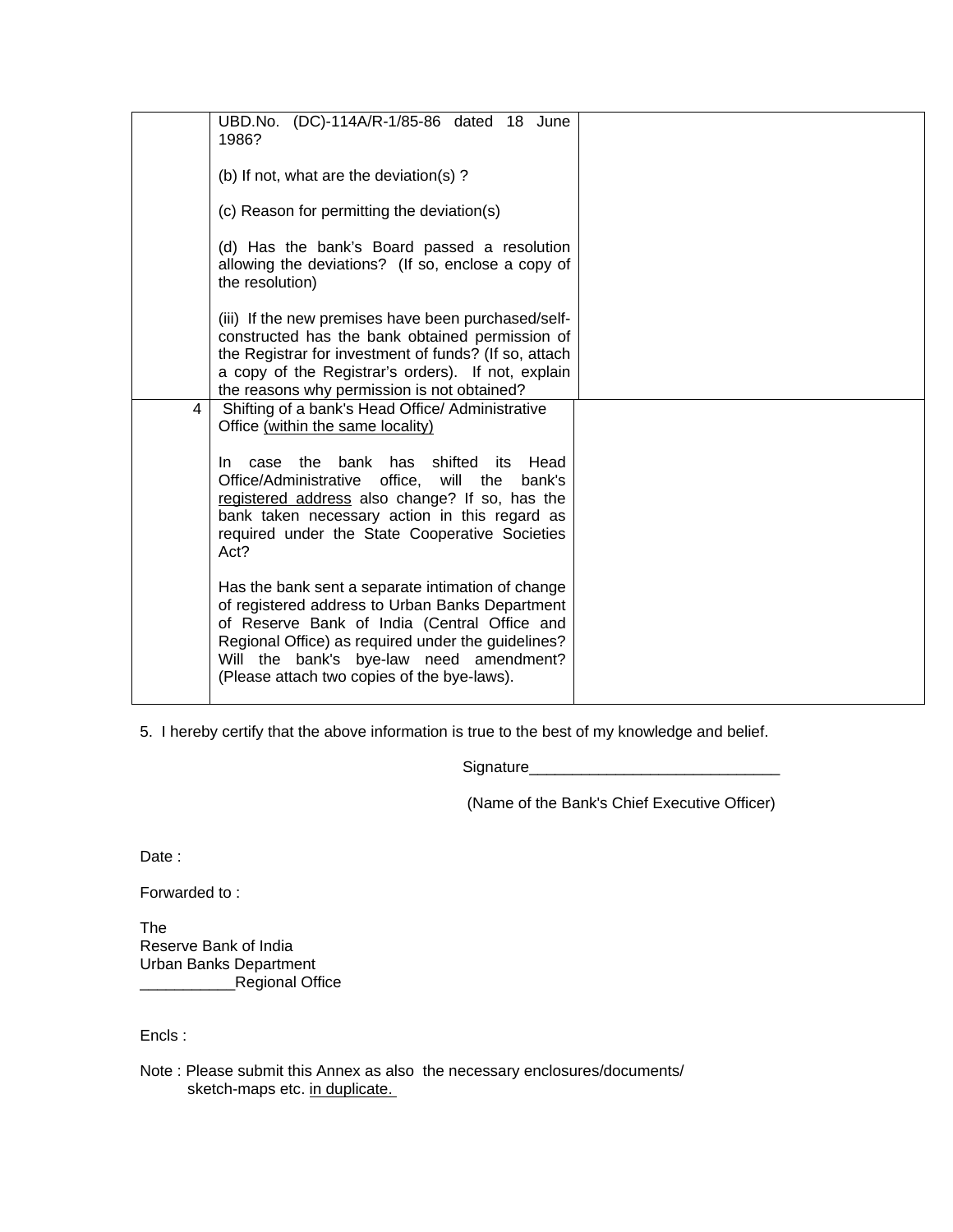| | | |
|---|---|---|
| | UBD.No. (DC)-114A/R-1/85-86 dated 18 June 1986?<br><br>(b) If not, what are the deviation(s) ?<br><br>(c) Reason for permitting the deviation(s)<br><br>(d) Has the bank's Board passed a resolution allowing the deviations? (If so, enclose a copy of the resolution)<br><br>(iii) If the new premises have been purchased/self-constructed has the bank obtained permission of the Registrar for investment of funds? (If so, attach a copy of the Registrar's orders). If not, explain the reasons why permission is not obtained? | |
| 4 | Shifting of a bank's Head Office/ Administrative Office <u>(within the same locality)</u><br><br>In case the bank has shifted its Head Office/Administrative office, will the bank's <u>registered address</u> also change? If so, has the bank taken necessary action in this regard as required under the State Cooperative Societies Act?<br><br>Has the bank sent a separate intimation of change of registered address to Urban Banks Department of Reserve Bank of India (Central Office and Regional Office) as required under the guidelines? Will the bank's bye-law need amendment? (Please attach two copies of the bye-laws). | |

5. I hereby certify that the above information is true to the best of my knowledge and belief.

Signature_____________________________

(Name of the Bank's Chief Executive Officer)

Date :

Forwarded to :

The
Reserve Bank of India
Urban Banks Department
___________Regional Office

Encls :

Note : Please submit this Annex as also the necessary enclosures/documents/ sketch-maps etc. <u>in duplicate.</u>